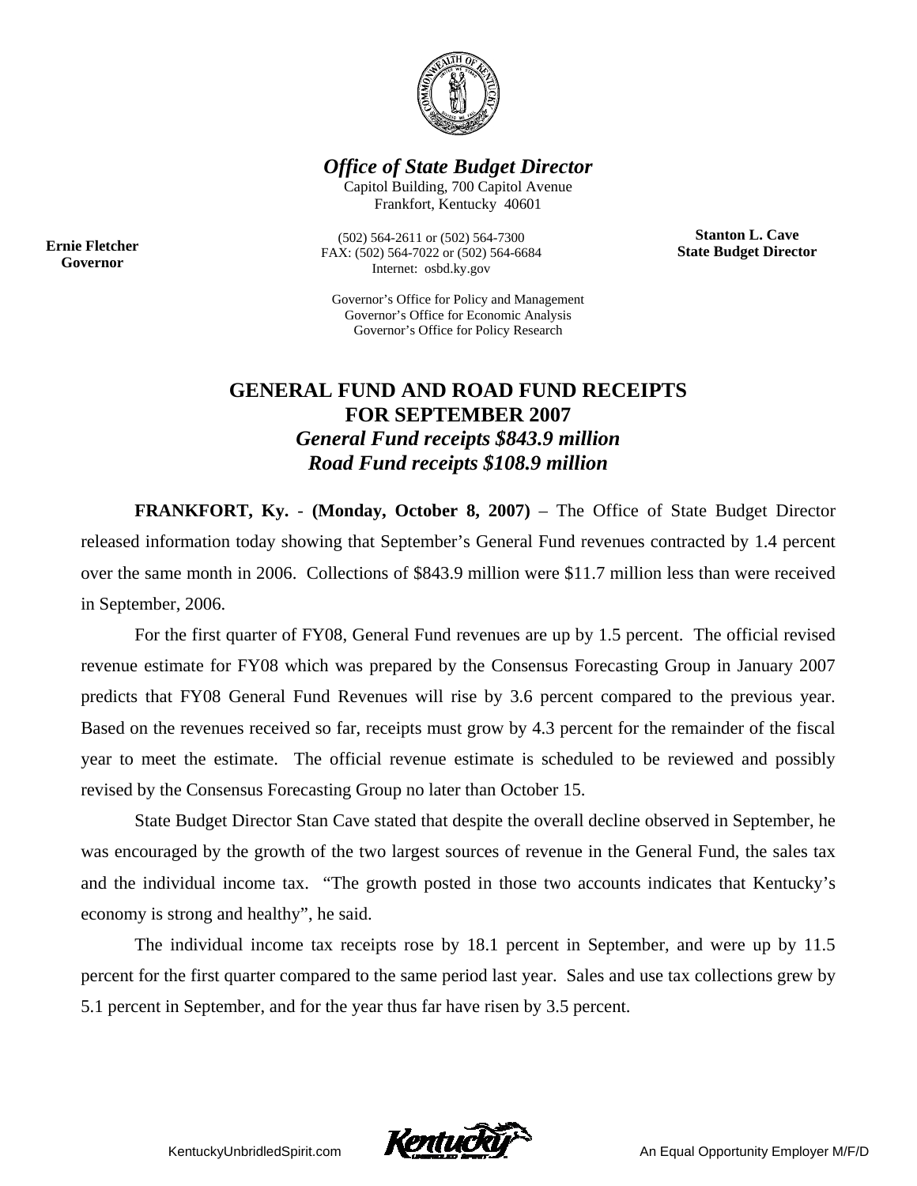*Office of State Budget Director*

Capitol Building, 700 Capitol Avenue
Frankfort, Kentucky 40601

**Ernie Fletcher**
**Governor**

(502) 564-2611 or (502) 564-7300
FAX: (502) 564-7022 or (502) 564-6684
Internet: osbd.ky.gov

**Stanton L. Cave**
**State Budget Director**

Governor's Office for Policy and Management
Governor's Office for Economic Analysis
Governor's Office for Policy Research

# GENERAL FUND AND ROAD FUND RECEIPTS FOR SEPTEMBER 2007

***General Fund receipts $843.9 million***

***Road Fund receipts $108.9 million***

**FRANKFORT, Ky.** - **(Monday, October 8, 2007)** – The Office of State Budget Director released information today showing that September's General Fund revenues contracted by 1.4 percent over the same month in 2006. Collections of $843.9 million were $11.7 million less than were received in September, 2006.

For the first quarter of FY08, General Fund revenues are up by 1.5 percent. The official revised revenue estimate for FY08 which was prepared by the Consensus Forecasting Group in January 2007 predicts that FY08 General Fund Revenues will rise by 3.6 percent compared to the previous year. Based on the revenues received so far, receipts must grow by 4.3 percent for the remainder of the fiscal year to meet the estimate. The official revenue estimate is scheduled to be reviewed and possibly revised by the Consensus Forecasting Group no later than October 15.

State Budget Director Stan Cave stated that despite the overall decline observed in September, he was encouraged by the growth of the two largest sources of revenue in the General Fund, the sales tax and the individual income tax. "The growth posted in those two accounts indicates that Kentucky's economy is strong and healthy", he said.

The individual income tax receipts rose by 18.1 percent in September, and were up by 11.5 percent for the first quarter compared to the same period last year. Sales and use tax collections grew by 5.1 percent in September, and for the year thus far have risen by 3.5 percent.

KentuckyUnbridledSpirit.com An Equal Opportunity Employer M/F/D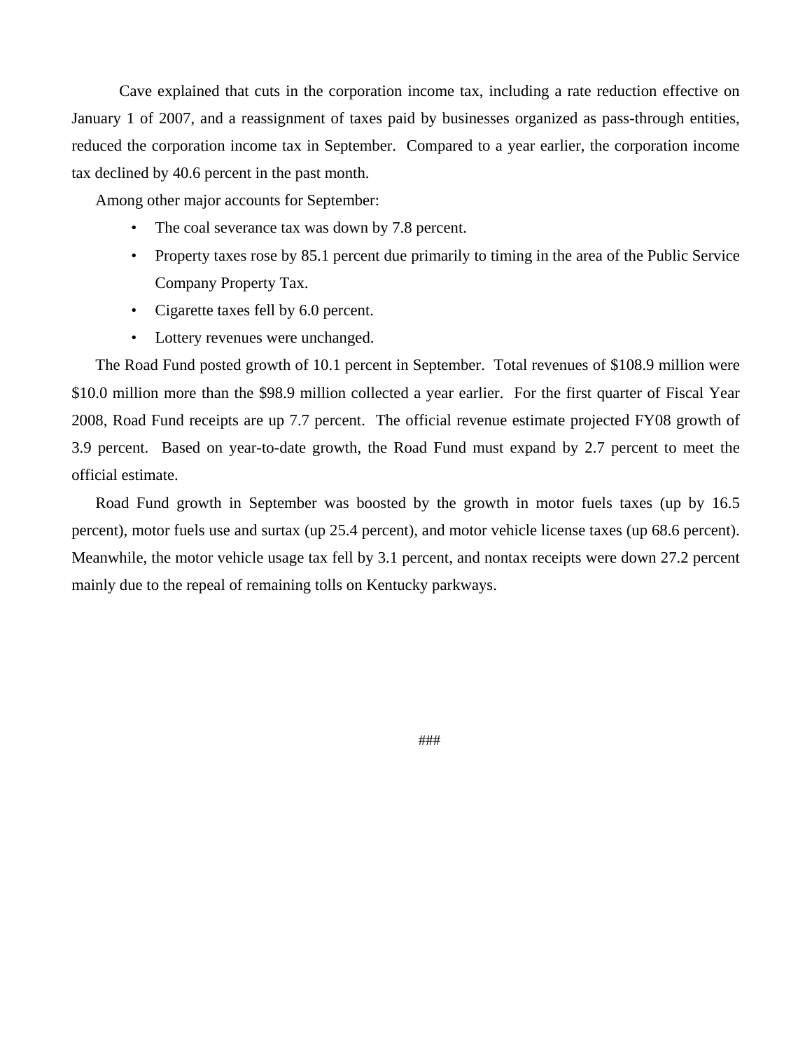Cave explained that cuts in the corporation income tax, including a rate reduction effective on January 1 of 2007, and a reassignment of taxes paid by businesses organized as pass-through entities, reduced the corporation income tax in September. Compared to a year earlier, the corporation income tax declined by 40.6 percent in the past month.

Among other major accounts for September:

- The coal severance tax was down by 7.8 percent.
- Property taxes rose by 85.1 percent due primarily to timing in the area of the Public Service Company Property Tax.
- Cigarette taxes fell by 6.0 percent.
- Lottery revenues were unchanged.

The Road Fund posted growth of 10.1 percent in September. Total revenues of $108.9 million were $10.0 million more than the $98.9 million collected a year earlier. For the first quarter of Fiscal Year 2008, Road Fund receipts are up 7.7 percent. The official revenue estimate projected FY08 growth of 3.9 percent. Based on year-to-date growth, the Road Fund must expand by 2.7 percent to meet the official estimate.

Road Fund growth in September was boosted by the growth in motor fuels taxes (up by 16.5 percent), motor fuels use and surtax (up 25.4 percent), and motor vehicle license taxes (up 68.6 percent). Meanwhile, the motor vehicle usage tax fell by 3.1 percent, and nontax receipts were down 27.2 percent mainly due to the repeal of remaining tolls on Kentucky parkways.

###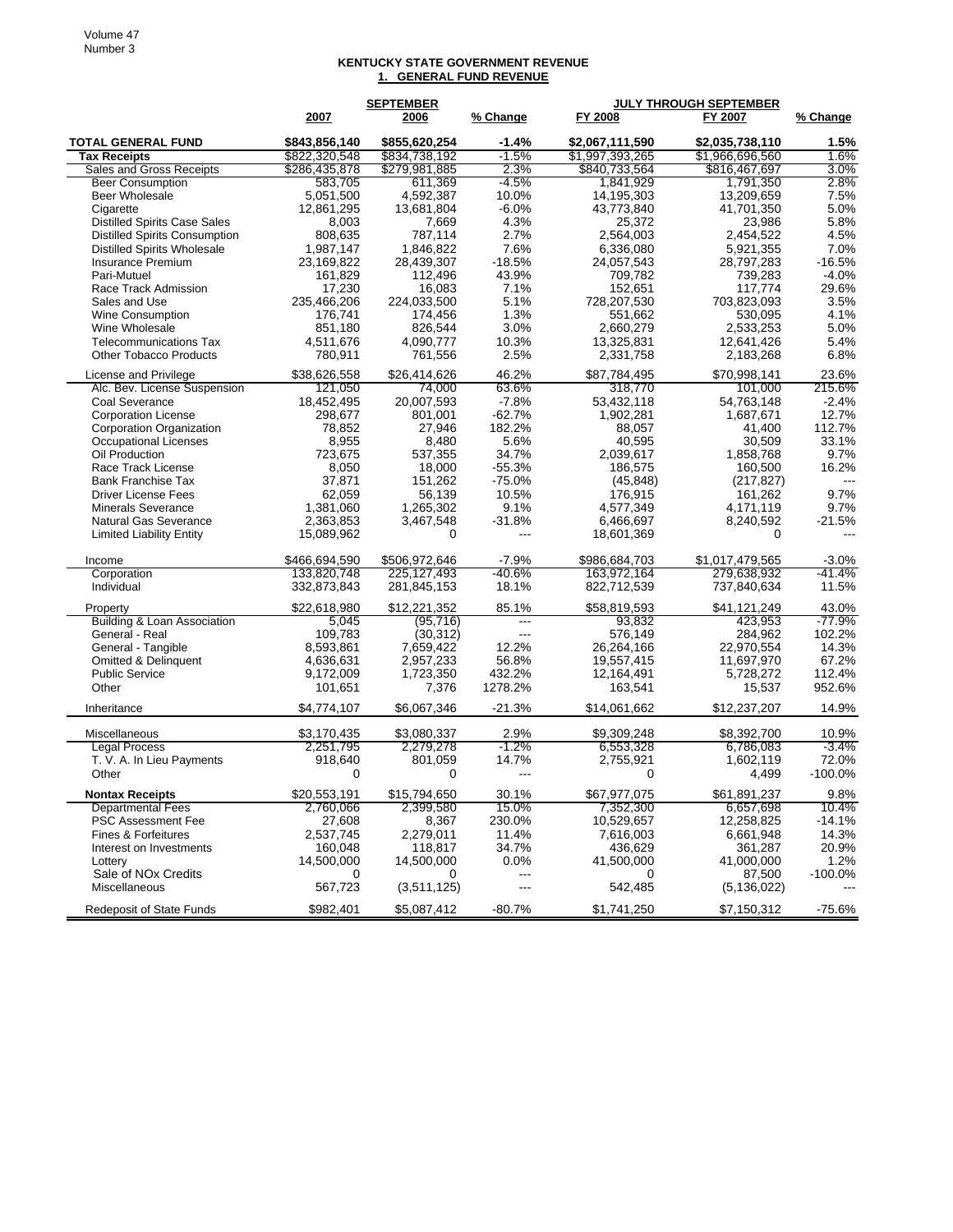## KENTUCKY STATE GOVERNMENT REVENUE
### 1. GENERAL FUND REVENUE

| | SEPTEMBER | | | JULY THROUGH SEPTEMBER | | |
|---|---|---|---|---|---|---|
| | 2007 | 2006 | % Change | FY 2008 | FY 2007 | % Change |
| **TOTAL GENERAL FUND** | **$843,856,140** | **$855,620,254** | **-1.4%** | **$2,067,111,590** | **$2,035,738,110** | **1.5%** |
| **Tax Receipts** | $822,320,548 | $834,738,192 | -1.5% | $1,997,393,265 | $1,966,696,560 | 1.6% |
| Sales and Gross Receipts | $286,435,878 | $279,981,885 | 2.3% | $840,733,564 | $816,467,697 | 3.0% |
| Beer Consumption | 583,705 | 611,369 | -4.5% | 1,841,929 | 1,791,350 | 2.8% |
| Beer Wholesale | 5,051,500 | 4,592,387 | 10.0% | 14,195,303 | 13,209,659 | 7.5% |
| Cigarette | 12,861,295 | 13,681,804 | -6.0% | 43,773,840 | 41,701,350 | 5.0% |
| Distilled Spirits Case Sales | 8,003 | 7,669 | 4.3% | 25,372 | 23,986 | 5.8% |
| Distilled Spirits Consumption | 808,635 | 787,114 | 2.7% | 2,564,003 | 2,454,522 | 4.5% |
| Distilled Spirits Wholesale | 1,987,147 | 1,846,822 | 7.6% | 6,336,080 | 5,921,355 | 7.0% |
| Insurance Premium | 23,169,822 | 28,439,307 | -18.5% | 24,057,543 | 28,797,283 | -16.5% |
| Pari-Mutuel | 161,829 | 112,496 | 43.9% | 709,782 | 739,283 | -4.0% |
| Race Track Admission | 17,230 | 16,083 | 7.1% | 152,651 | 117,774 | 29.6% |
| Sales and Use | 235,466,206 | 224,033,500 | 5.1% | 728,207,530 | 703,823,093 | 3.5% |
| Wine Consumption | 176,741 | 174,456 | 1.3% | 551,662 | 530,095 | 4.1% |
| Wine Wholesale | 851,180 | 826,544 | 3.0% | 2,660,279 | 2,533,253 | 5.0% |
| Telecommunications Tax | 4,511,676 | 4,090,777 | 10.3% | 13,325,831 | 12,641,426 | 5.4% |
| Other Tobacco Products | 780,911 | 761,556 | 2.5% | 2,331,758 | 2,183,268 | 6.8% |
| License and Privilege | $38,626,558 | $26,414,626 | 46.2% | $87,784,495 | $70,998,141 | 23.6% |
| Alc. Bev. License Suspension | 121,050 | 74,000 | 63.6% | 318,770 | 101,000 | 215.6% |
| Coal Severance | 18,452,495 | 20,007,593 | -7.8% | 53,432,118 | 54,763,148 | -2.4% |
| Corporation License | 298,677 | 801,001 | -62.7% | 1,902,281 | 1,687,671 | 12.7% |
| Corporation Organization | 78,852 | 27,946 | 182.2% | 88,057 | 41,400 | 112.7% |
| Occupational Licenses | 8,955 | 8,480 | 5.6% | 40,595 | 30,509 | 33.1% |
| Oil Production | 723,675 | 537,355 | 34.7% | 2,039,617 | 1,858,768 | 9.7% |
| Race Track License | 8,050 | 18,000 | -55.3% | 186,575 | 160,500 | 16.2% |
| Bank Franchise Tax | 37,871 | 151,262 | -75.0% | (45,848) | (217,827) | --- |
| Driver License Fees | 62,059 | 56,139 | 10.5% | 176,915 | 161,262 | 9.7% |
| Minerals Severance | 1,381,060 | 1,265,302 | 9.1% | 4,577,349 | 4,171,119 | 9.7% |
| Natural Gas Severance | 2,363,853 | 3,467,548 | -31.8% | 6,466,697 | 8,240,592 | -21.5% |
| Limited Liability Entity | 15,089,962 | 0 | --- | 18,601,369 | 0 | --- |
| Income | $466,694,590 | $506,972,646 | -7.9% | $986,684,703 | $1,017,479,565 | -3.0% |
| Corporation | 133,820,748 | 225,127,493 | -40.6% | 163,972,164 | 279,638,932 | -41.4% |
| Individual | 332,873,843 | 281,845,153 | 18.1% | 822,712,539 | 737,840,634 | 11.5% |
| Property | $22,618,980 | $12,221,352 | 85.1% | $58,819,593 | $41,121,249 | 43.0% |
| Building & Loan Association | 5,045 | (95,716) | --- | 93,832 | 423,953 | -77.9% |
| General - Real | 109,783 | (30,312) | --- | 576,149 | 284,962 | 102.2% |
| General - Tangible | 8,593,861 | 7,659,422 | 12.2% | 26,264,166 | 22,970,554 | 14.3% |
| Omitted & Delinquent | 4,636,631 | 2,957,233 | 56.8% | 19,557,415 | 11,697,970 | 67.2% |
| Public Service | 9,172,009 | 1,723,350 | 432.2% | 12,164,491 | 5,728,272 | 112.4% |
| Other | 101,651 | 7,376 | 1278.2% | 163,541 | 15,537 | 952.6% |
| Inheritance | $4,774,107 | $6,067,346 | -21.3% | $14,061,662 | $12,237,207 | 14.9% |
| Miscellaneous | $3,170,435 | $3,080,337 | 2.9% | $9,309,248 | $8,392,700 | 10.9% |
| Legal Process | 2,251,795 | 2,279,278 | -1.2% | 6,553,328 | 6,786,083 | -3.4% |
| T. V. A. In Lieu Payments | 918,640 | 801,059 | 14.7% | 2,755,921 | 1,602,119 | 72.0% |
| Other | 0 | 0 | --- | 0 | 4,499 | -100.0% |
| **Nontax Receipts** | $20,553,191 | $15,794,650 | 30.1% | $67,977,075 | $61,891,237 | 9.8% |
| Departmental Fees | 2,760,066 | 2,399,580 | 15.0% | 7,352,300 | 6,657,698 | 10.4% |
| PSC Assessment Fee | 27,608 | 8,367 | 230.0% | 10,529,657 | 12,258,825 | -14.1% |
| Fines & Forfeitures | 2,537,745 | 2,279,011 | 11.4% | 7,616,003 | 6,661,948 | 14.3% |
| Interest on Investments | 160,048 | 118,817 | 34.7% | 436,629 | 361,287 | 20.9% |
| Lottery | 14,500,000 | 14,500,000 | 0.0% | 41,500,000 | 41,000,000 | 1.2% |
| Sale of NOx Credits | 0 | 0 | --- | 0 | 87,500 | -100.0% |
| Miscellaneous | 567,723 | (3,511,125) | --- | 542,485 | (5,136,022) | --- |
| Redeposit of State Funds | $982,401 | $5,087,412 | -80.7% | $1,741,250 | $7,150,312 | -75.6% |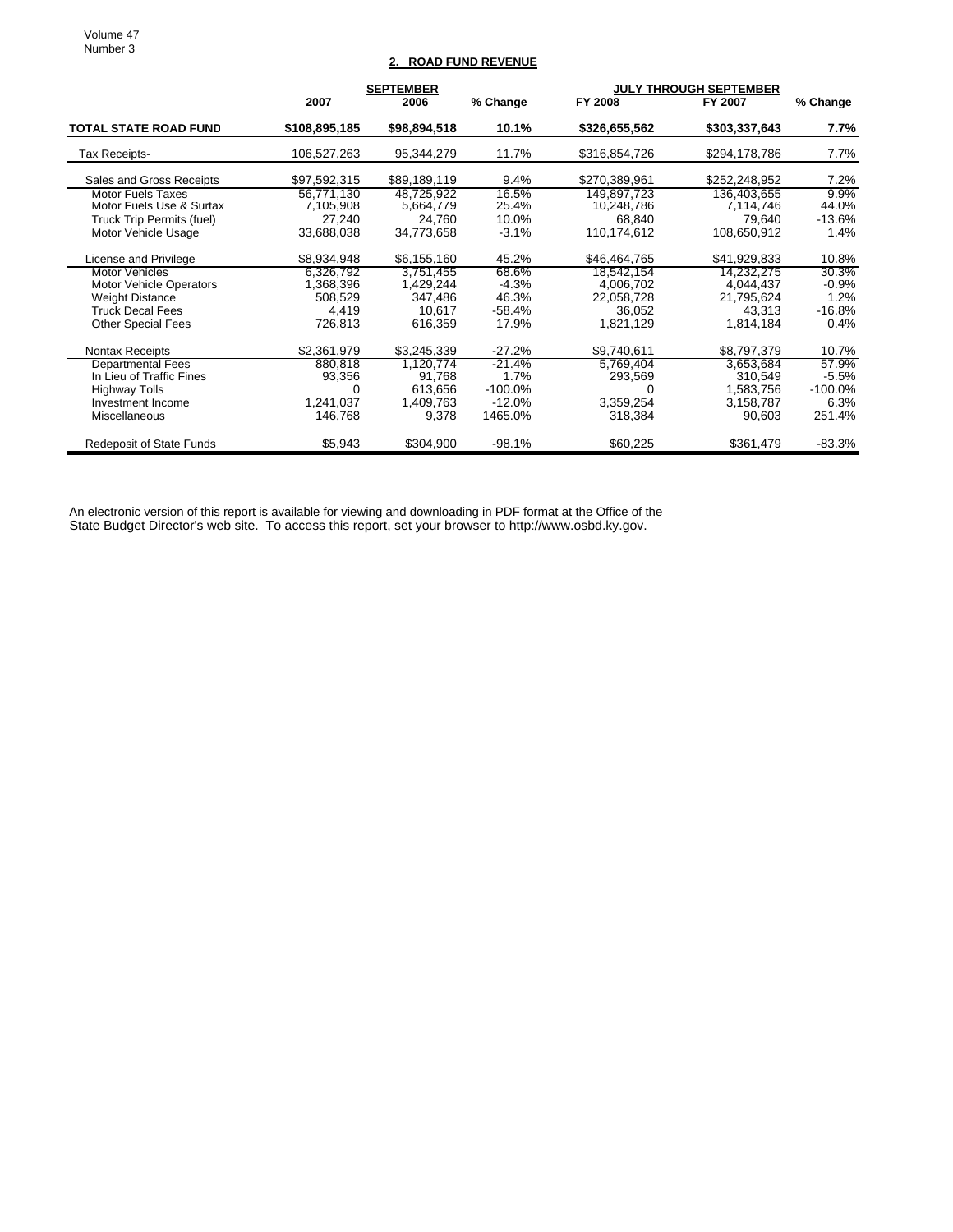## 2. ROAD FUND REVENUE

| | SEPTEMBER | | | JULY THROUGH SEPTEMBER | | |
|---|---|---|---|---|---|---|
| | 2007 | 2006 | % Change | FY 2008 | FY 2007 | % Change |
| **TOTAL STATE ROAD FUND** | **$108,895,185** | **$98,894,518** | **10.1%** | **$326,655,562** | **$303,337,643** | **7.7%** |
| Tax Receipts- | 106,527,263 | 95,344,279 | 11.7% | $316,854,726 | $294,178,786 | 7.7% |
| Sales and Gross Receipts | $97,592,315 | $89,189,119 | 9.4% | $270,389,961 | $252,248,952 | 7.2% |
| Motor Fuels Taxes | 56,771,130 | 48,725,922 | 16.5% | 149,897,723 | 136,403,655 | 9.9% |
| Motor Fuels Use & Surtax | 7,105,908 | 5,664,779 | 25.4% | 10,248,786 | 7,114,746 | 44.0% |
| Truck Trip Permits (fuel) | 27,240 | 24,760 | 10.0% | 68,840 | 79,640 | -13.6% |
| Motor Vehicle Usage | 33,688,038 | 34,773,658 | -3.1% | 110,174,612 | 108,650,912 | 1.4% |
| License and Privilege | $8,934,948 | $6,155,160 | 45.2% | $46,464,765 | $41,929,833 | 10.8% |
| Motor Vehicles | 6,326,792 | 3,751,455 | 68.6% | 18,542,154 | 14,232,275 | 30.3% |
| Motor Vehicle Operators | 1,368,396 | 1,429,244 | -4.3% | 4,006,702 | 4,044,437 | -0.9% |
| Weight Distance | 508,529 | 347,486 | 46.3% | 22,058,728 | 21,795,624 | 1.2% |
| Truck Decal Fees | 4,419 | 10,617 | -58.4% | 36,052 | 43,313 | -16.8% |
| Other Special Fees | 726,813 | 616,359 | 17.9% | 1,821,129 | 1,814,184 | 0.4% |
| Nontax Receipts | $2,361,979 | $3,245,339 | -27.2% | $9,740,611 | $8,797,379 | 10.7% |
| Departmental Fees | 880,818 | 1,120,774 | -21.4% | 5,769,404 | 3,653,684 | 57.9% |
| In Lieu of Traffic Fines | 93,356 | 91,768 | 1.7% | 293,569 | 310,549 | -5.5% |
| Highway Tolls | 0 | 613,656 | -100.0% | 0 | 1,583,756 | -100.0% |
| Investment Income | 1,241,037 | 1,409,763 | -12.0% | 3,359,254 | 3,158,787 | 6.3% |
| Miscellaneous | 146,768 | 9,378 | 1465.0% | 318,384 | 90,603 | 251.4% |
| Redeposit of State Funds | $5,943 | $304,900 | -98.1% | $60,225 | $361,479 | -83.3% |

An electronic version of this report is available for viewing and downloading in PDF format at the Office of the State Budget Director's web site. To access this report, set your browser to http://www.osbd.ky.gov.